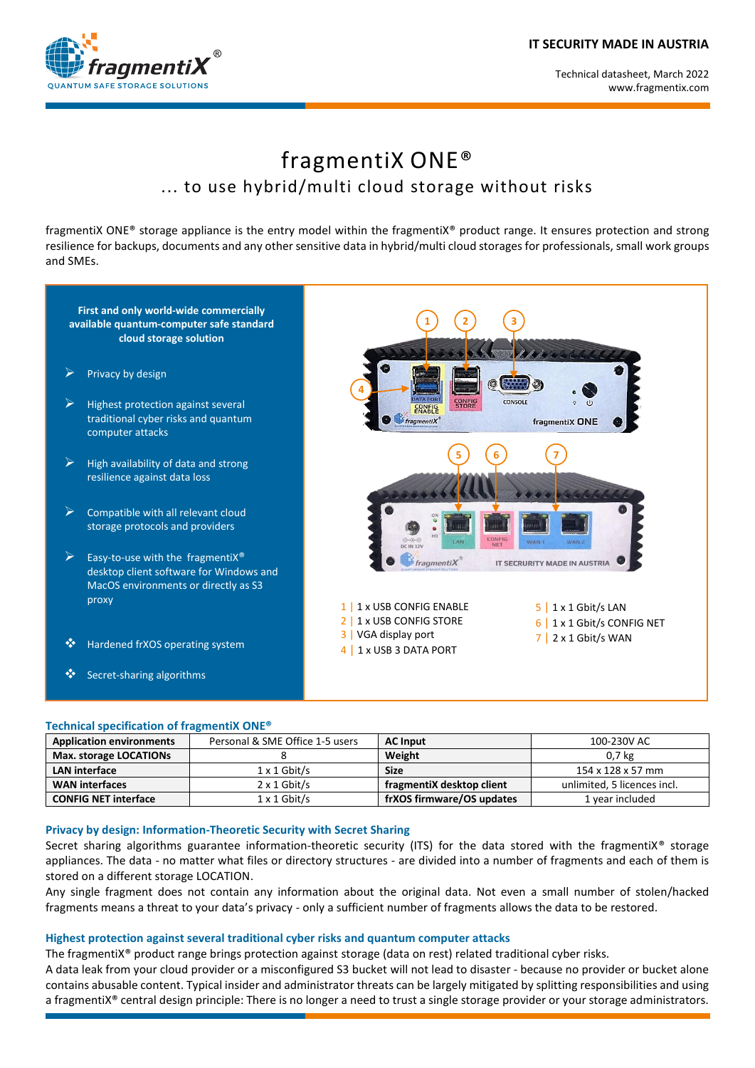IT SECURITY MADE IN AUSTRIA

Technical datasheet, March 2022
www.fragmentix.com

# fragmentiX ONE®

## … to use hybrid/multi cloud storage without risks

fragmentiX ONE® storage appliance is the entry model within the fragmentiX® product range. It ensures protection and strong resilience for backups, documents and any other sensitive data in hybrid/multi cloud storages for professionals, small work groups and SMEs.

**First and only world-wide commercially available quantum-computer safe standard cloud storage solution**

- Privacy by design
- Highest protection against several traditional cyber risks and quantum computer attacks
- High availability of data and strong resilience against data loss
- Compatible with all relevant cloud storage protocols and providers
- Easy-to-use with the fragmentiX® desktop client software for Windows and MacOS environments or directly as S3 proxy
- Hardened frXOS operating system
- Secret-sharing algorithms

1 | 1 x USB CONFIG ENABLE
2 | 1 x USB CONFIG STORE
3 | VGA display port
4 | 1 x USB 3 DATA PORT
5 | 1 x 1 Gbit/s LAN
6 | 1 x 1 Gbit/s CONFIG NET
7 | 2 x 1 Gbit/s WAN

### Technical specification of fragmentiX ONE®

| Application environments | Personal & SME Office 1-5 users | AC Input | 100-230V AC |
|---|---|---|---|
| Max. storage LOCATIONs | 8 | Weight | 0,7 kg |
| LAN interface | 1 x 1 Gbit/s | Size | 154 x 128 x 57 mm |
| WAN interfaces | 2 x 1 Gbit/s | fragmentiX desktop client | unlimited, 5 licences incl. |
| CONFIG NET interface | 1 x 1 Gbit/s | frXOS firmware/OS updates | 1 year included |

### Privacy by design: Information-Theoretic Security with Secret Sharing

Secret sharing algorithms guarantee information-theoretic security (ITS) for the data stored with the fragmentiX® storage appliances. The data - no matter what files or directory structures - are divided into a number of fragments and each of them is stored on a different storage LOCATION.

Any single fragment does not contain any information about the original data. Not even a small number of stolen/hacked fragments means a threat to your data's privacy - only a sufficient number of fragments allows the data to be restored.

### Highest protection against several traditional cyber risks and quantum computer attacks

The fragmentiX® product range brings protection against storage (data on rest) related traditional cyber risks.

A data leak from your cloud provider or a misconfigured S3 bucket will not lead to disaster - because no provider or bucket alone contains abusable content. Typical insider and administrator threats can be largely mitigated by splitting responsibilities and using a fragmentiX® central design principle: There is no longer a need to trust a single storage provider or your storage administrators.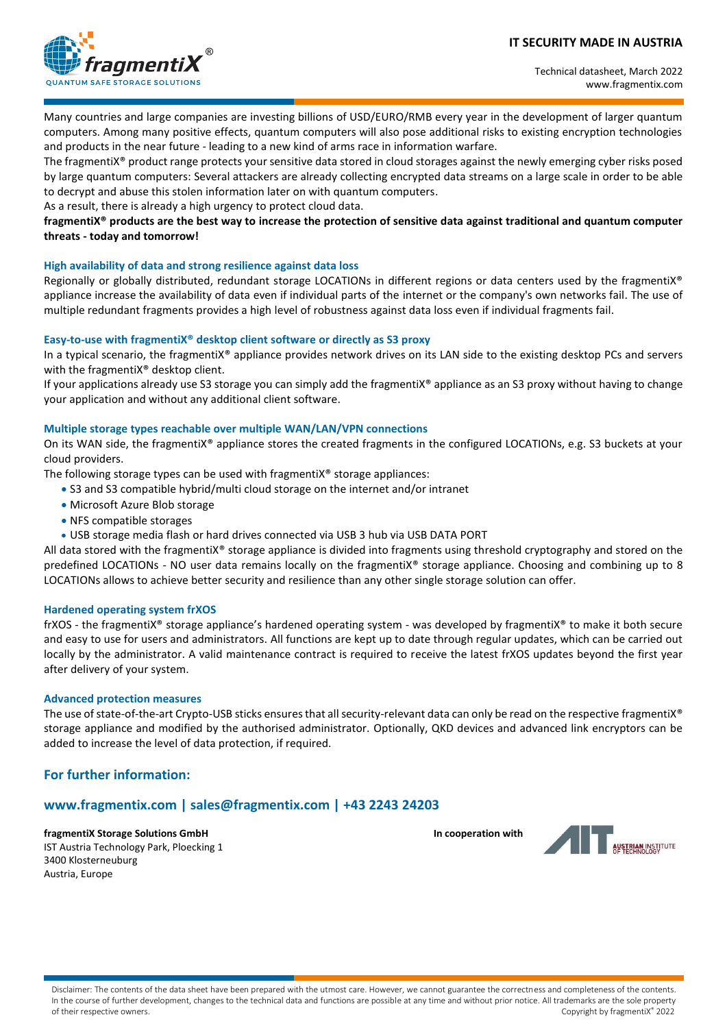Many countries and large companies are investing billions of USD/EURO/RMB every year in the development of larger quantum computers. Among many positive effects, quantum computers will also pose additional risks to existing encryption technologies and products in the near future - leading to a new kind of arms race in information warfare.
The fragmentiX® product range protects your sensitive data stored in cloud storages against the newly emerging cyber risks posed by large quantum computers: Several attackers are already collecting encrypted data streams on a large scale in order to be able to decrypt and abuse this stolen information later on with quantum computers.
As a result, there is already a high urgency to protect cloud data.
**fragmentiX® products are the best way to increase the protection of sensitive data against traditional and quantum computer threats - today and tomorrow!**

### High availability of data and strong resilience against data loss

Regionally or globally distributed, redundant storage LOCATIONs in different regions or data centers used by the fragmentiX® appliance increase the availability of data even if individual parts of the internet or the company's own networks fail. The use of multiple redundant fragments provides a high level of robustness against data loss even if individual fragments fail.

### Easy-to-use with fragmentiX® desktop client software or directly as S3 proxy

In a typical scenario, the fragmentiX® appliance provides network drives on its LAN side to the existing desktop PCs and servers with the fragmentiX® desktop client.
If your applications already use S3 storage you can simply add the fragmentiX® appliance as an S3 proxy without having to change your application and without any additional client software.

### Multiple storage types reachable over multiple WAN/LAN/VPN connections

On its WAN side, the fragmentiX® appliance stores the created fragments in the configured LOCATIONs, e.g. S3 buckets at your cloud providers.
The following storage types can be used with fragmentiX® storage appliances:

- S3 and S3 compatible hybrid/multi cloud storage on the internet and/or intranet
- Microsoft Azure Blob storage
- NFS compatible storages
- USB storage media flash or hard drives connected via USB 3 hub via USB DATA PORT

All data stored with the fragmentiX® storage appliance is divided into fragments using threshold cryptography and stored on the predefined LOCATIONs - NO user data remains locally on the fragmentiX® storage appliance. Choosing and combining up to 8 LOCATIONs allows to achieve better security and resilience than any other single storage solution can offer.

### Hardened operating system frXOS

frXOS - the fragmentiX® storage appliance's hardened operating system - was developed by fragmentiX® to make it both secure and easy to use for users and administrators. All functions are kept up to date through regular updates, which can be carried out locally by the administrator. A valid maintenance contract is required to receive the latest frXOS updates beyond the first year after delivery of your system.

### Advanced protection measures

The use of state-of-the-art Crypto-USB sticks ensures that all security-relevant data can only be read on the respective fragmentiX® storage appliance and modified by the authorised administrator. Optionally, QKD devices and advanced link encryptors can be added to increase the level of data protection, if required.

## For further information:

## www.fragmentix.com | sales@fragmentix.com | +43 2243 24203

**fragmentiX Storage Solutions GmbH**
IST Austria Technology Park, Ploecking 1
3400 Klosterneuburg
Austria, Europe

**In cooperation with**

AIT AUSTRIAN INSTITUTE OF TECHNOLOGY

Disclaimer: The contents of the data sheet have been prepared with the utmost care. However, we cannot guarantee the correctness and completeness of the contents. In the course of further development, changes to the technical data and functions are possible at any time and without prior notice. All trademarks are the sole property of their respective owners.
Copyright by fragmentiX® 2022